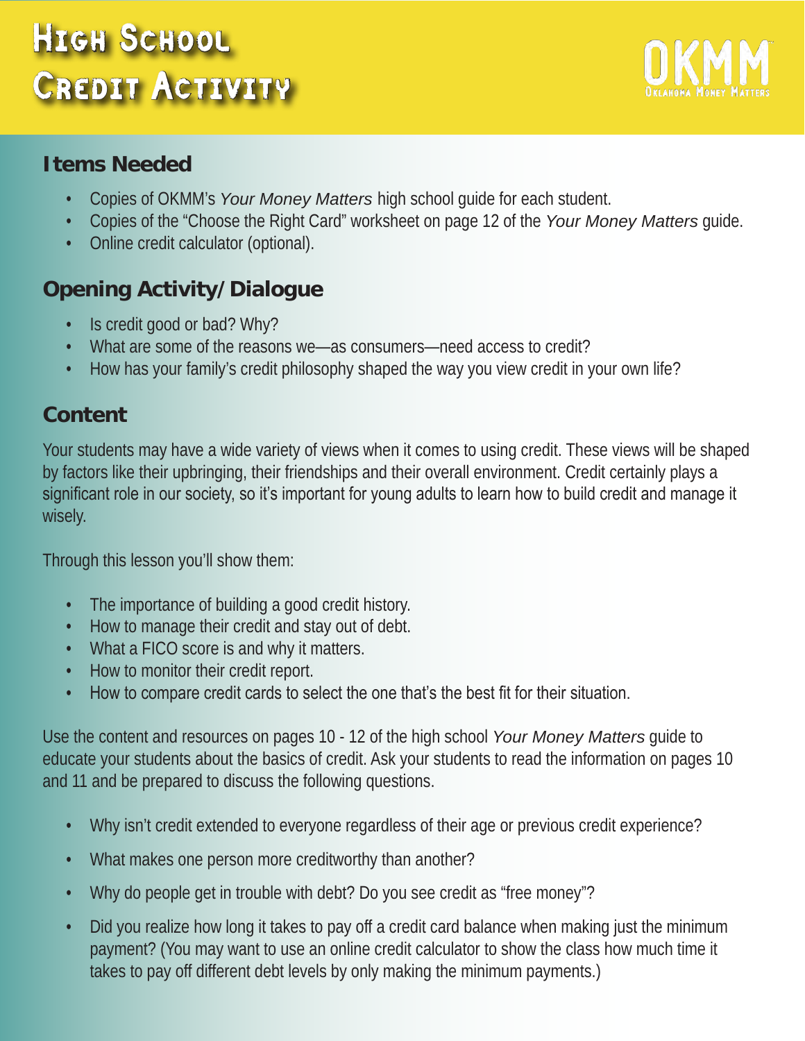# High School Credit Activity

OKMM
Oklahoma Money Matters

## Items Needed

- Copies of OKMM's *Your Money Matters* high school guide for each student.
- Copies of the "Choose the Right Card" worksheet on page 12 of the *Your Money Matters* guide.
- Online credit calculator (optional).

## Opening Activity/Dialogue

- Is credit good or bad? Why?
- What are some of the reasons we—as consumers—need access to credit?
- How has your family's credit philosophy shaped the way you view credit in your own life?

## Content

Your students may have a wide variety of views when it comes to using credit. These views will be shaped by factors like their upbringing, their friendships and their overall environment. Credit certainly plays a significant role in our society, so it's important for young adults to learn how to build credit and manage it wisely.

Through this lesson you'll show them:

- The importance of building a good credit history.
- How to manage their credit and stay out of debt.
- What a FICO score is and why it matters.
- How to monitor their credit report.
- How to compare credit cards to select the one that's the best fit for their situation.

Use the content and resources on pages 10 - 12 of the high school *Your Money Matters* guide to educate your students about the basics of credit. Ask your students to read the information on pages 10 and 11 and be prepared to discuss the following questions.

- Why isn't credit extended to everyone regardless of their age or previous credit experience?
- What makes one person more creditworthy than another?
- Why do people get in trouble with debt? Do you see credit as "free money"?
- Did you realize how long it takes to pay off a credit card balance when making just the minimum payment? (You may want to use an online credit calculator to show the class how much time it takes to pay off different debt levels by only making the minimum payments.)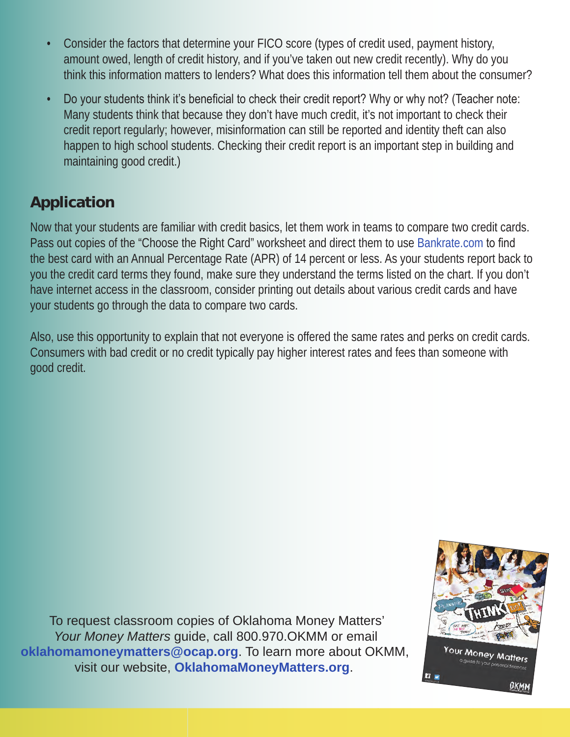- Consider the factors that determine your FICO score (types of credit used, payment history, amount owed, length of credit history, and if you've taken out new credit recently). Why do you think this information matters to lenders? What does this information tell them about the consumer?
- Do your students think it's beneficial to check their credit report? Why or why not? (Teacher note: Many students think that because they don't have much credit, it's not important to check their credit report regularly; however, misinformation can still be reported and identity theft can also happen to high school students. Checking their credit report is an important step in building and maintaining good credit.)

## Application

Now that your students are familiar with credit basics, let them work in teams to compare two credit cards. Pass out copies of the "Choose the Right Card" worksheet and direct them to use Bankrate.com to find the best card with an Annual Percentage Rate (APR) of 14 percent or less. As your students report back to you the credit card terms they found, make sure they understand the terms listed on the chart. If you don't have internet access in the classroom, consider printing out details about various credit cards and have your students go through the data to compare two cards.

Also, use this opportunity to explain that not everyone is offered the same rates and perks on credit cards. Consumers with bad credit or no credit typically pay higher interest rates and fees than someone with good credit.

To request classroom copies of Oklahoma Money Matters' *Your Money Matters* guide, call 800.970.OKMM or email **oklahomamoneymatters@ocap.org**. To learn more about OKMM, visit our website, **OklahomaMoneyMatters.org**.